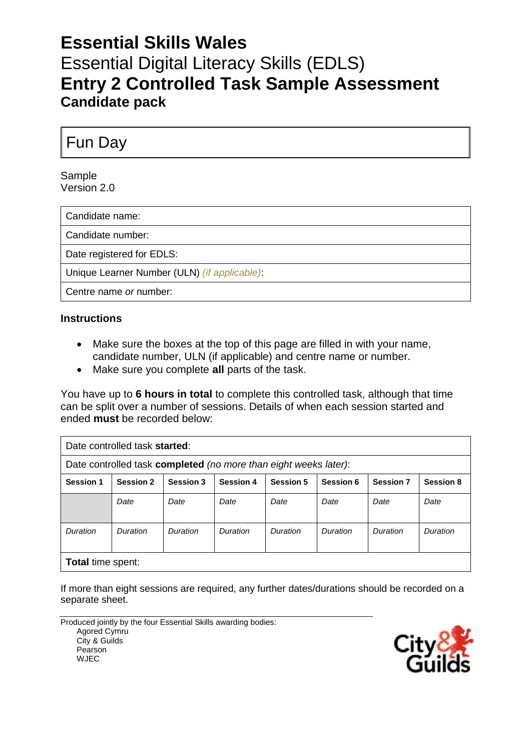# Essential Skills Wales

Essential Digital Literacy Skills (EDLS)

## Entry 2 Controlled Task Sample Assessment

### Candidate pack

| Fun Day |
|---|

Sample
Version 2.0

| Candidate name: |
|---|
| Candidate number: |
| Date registered for EDLS: |
| Unique Learner Number (ULN) *(if applicable)*: |
| Centre name *or* number: |

**Instructions**

- Make sure the boxes at the top of this page are filled in with your name, candidate number, ULN (if applicable) and centre name or number.
- Make sure you complete **all** parts of the task.

You have up to **6 hours in total** to complete this controlled task, although that time can be split over a number of sessions. Details of when each session started and ended **must** be recorded below:

| Date controlled task **started**: | | | | | | | |
|---|---|---|---|---|---|---|---|
| Date controlled task **completed** *(no more than eight weeks later)*: | | | | | | | |
| **Session 1** | **Session 2** | **Session 3** | **Session 4** | **Session 5** | **Session 6** | **Session 7** | **Session 8** |
| | *Date* | *Date* | *Date* | *Date* | *Date* | *Date* | *Date* |
| *Duration* | *Duration* | *Duration* | *Duration* | *Duration* | *Duration* | *Duration* | *Duration* |
| **Total** time spent: | | | | | | | |

If more than eight sessions are required, any further dates/durations should be recorded on a separate sheet.

Produced jointly by the four Essential Skills awarding bodies:
Agored Cymru
City & Guilds
Pearson
WJEC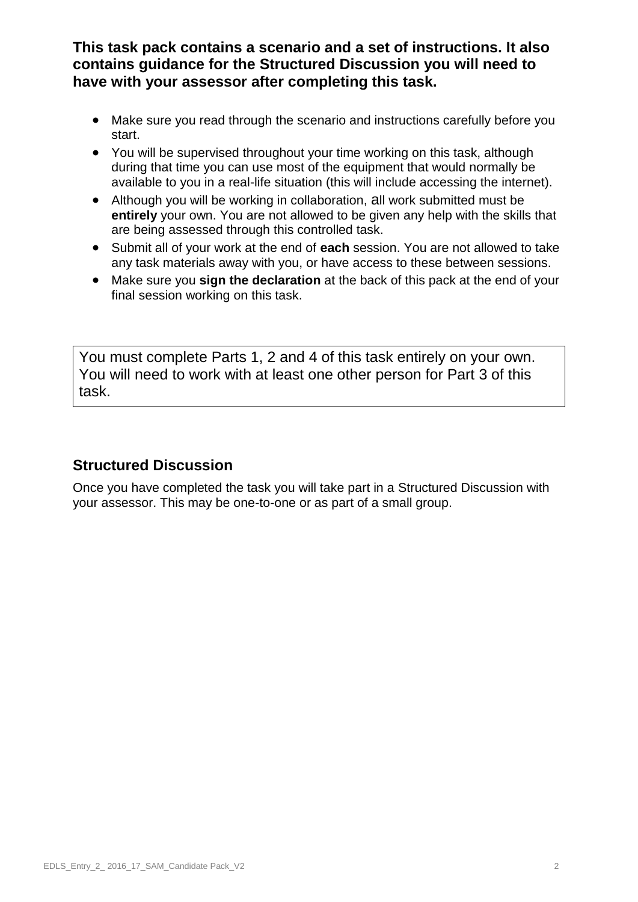**This task pack contains a scenario and a set of instructions. It also contains guidance for the Structured Discussion you will need to have with your assessor after completing this task.**

- Make sure you read through the scenario and instructions carefully before you start.
- You will be supervised throughout your time working on this task, although during that time you can use most of the equipment that would normally be available to you in a real-life situation (this will include accessing the internet).
- Although you will be working in collaboration, all work submitted must be **entirely** your own. You are not allowed to be given any help with the skills that are being assessed through this controlled task.
- Submit all of your work at the end of **each** session. You are not allowed to take any task materials away with you, or have access to these between sessions.
- Make sure you **sign the declaration** at the back of this pack at the end of your final session working on this task.

You must complete Parts 1, 2 and 4 of this task entirely on your own. You will need to work with at least one other person for Part 3 of this task.

## Structured Discussion

Once you have completed the task you will take part in a Structured Discussion with your assessor. This may be one-to-one or as part of a small group.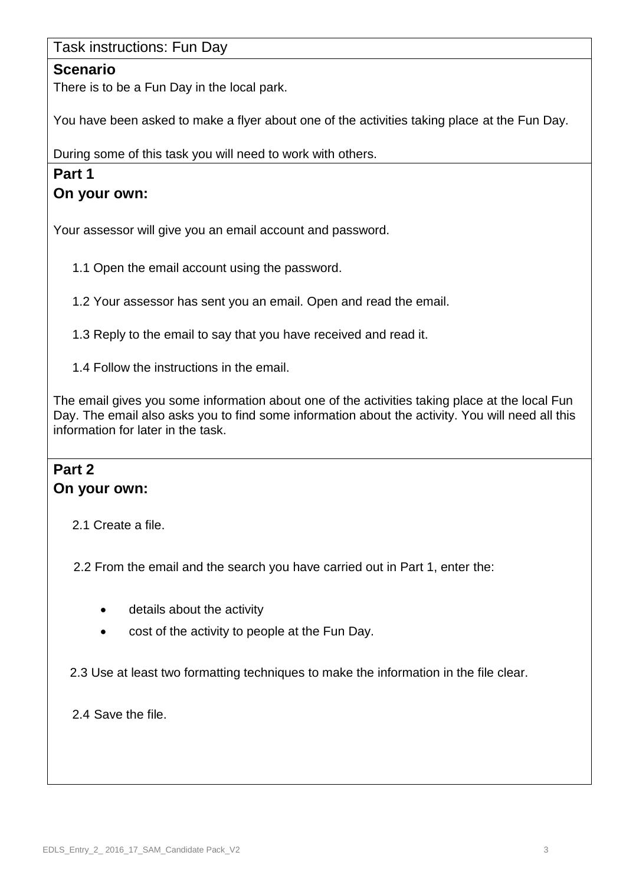Task instructions: Fun Day

## Scenario

There is to be a Fun Day in the local park.

You have been asked to make a flyer about one of the activities taking place at the Fun Day.

During some of this task you will need to work with others.

## Part 1
## On your own:

Your assessor will give you an email account and password.

1.1 Open the email account using the password.

1.2 Your assessor has sent you an email. Open and read the email.

1.3 Reply to the email to say that you have received and read it.

1.4 Follow the instructions in the email.

The email gives you some information about one of the activities taking place at the local Fun Day. The email also asks you to find some information about the activity. You will need all this information for later in the task.

## Part 2
## On your own:

2.1 Create a file.

2.2 From the email and the search you have carried out in Part 1, enter the:

- details about the activity
- cost of the activity to people at the Fun Day.

2.3 Use at least two formatting techniques to make the information in the file clear.

2.4 Save the file.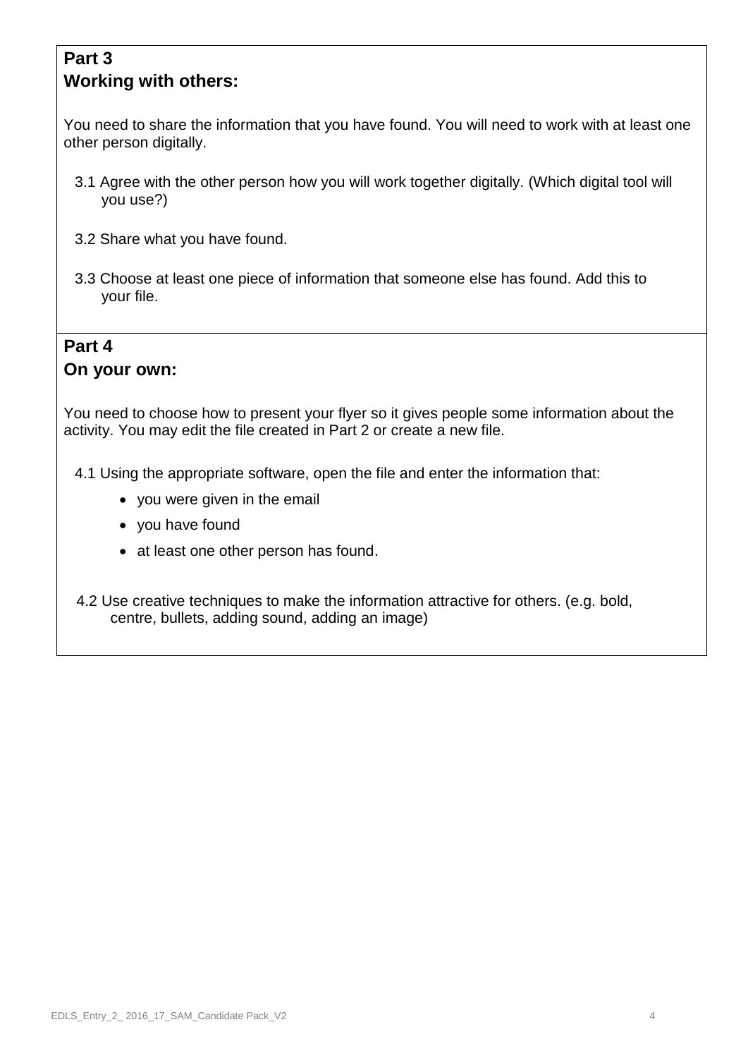## Part 3
## Working with others:

You need to share the information that you have found. You will need to work with at least one other person digitally.

3.1 Agree with the other person how you will work together digitally. (Which digital tool will you use?)

3.2 Share what you have found.

3.3 Choose at least one piece of information that someone else has found. Add this to your file.

## Part 4
## On your own:

You need to choose how to present your flyer so it gives people some information about the activity. You may edit the file created in Part 2 or create a new file.

4.1 Using the appropriate software, open the file and enter the information that:

- you were given in the email
- you have found
- at least one other person has found.

4.2 Use creative techniques to make the information attractive for others. (e.g. bold, centre, bullets, adding sound, adding an image)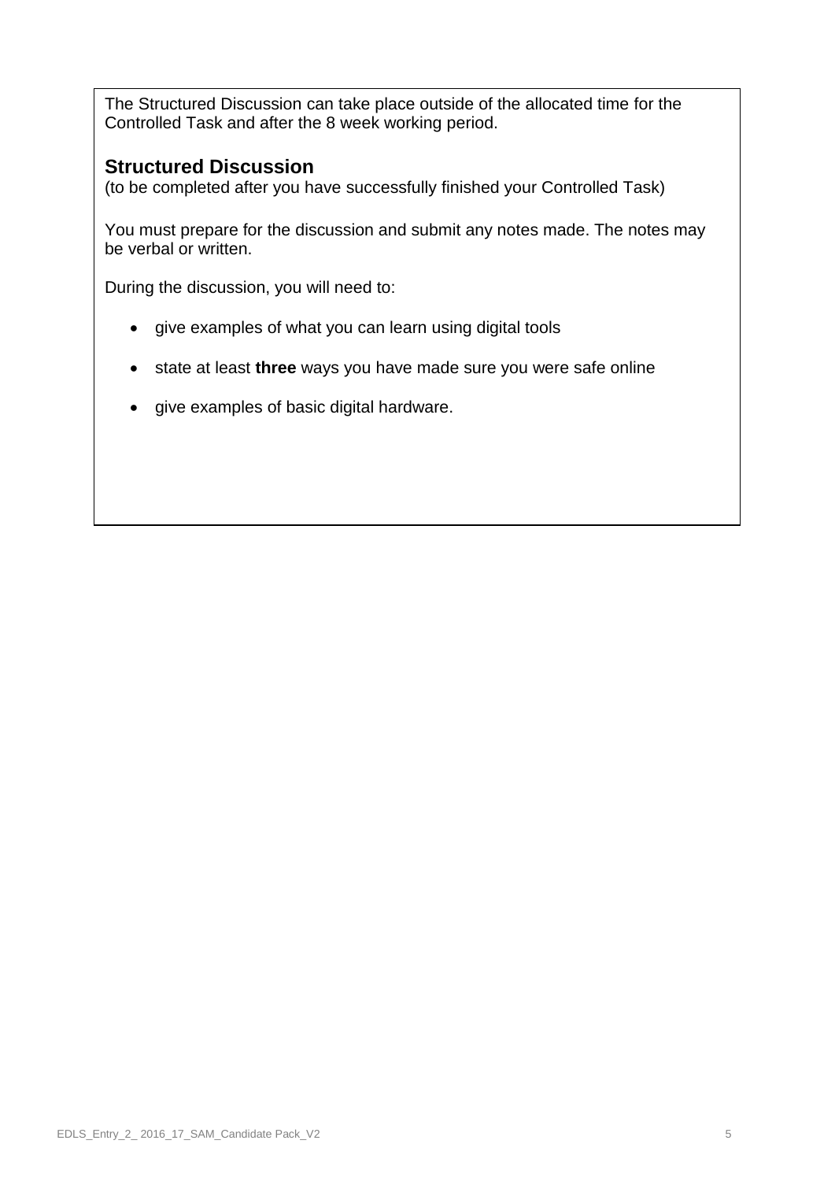The Structured Discussion can take place outside of the allocated time for the Controlled Task and after the 8 week working period.

## Structured Discussion

(to be completed after you have successfully finished your Controlled Task)

You must prepare for the discussion and submit any notes made. The notes may be verbal or written.

During the discussion, you will need to:

- give examples of what you can learn using digital tools
- state at least **three** ways you have made sure you were safe online
- give examples of basic digital hardware.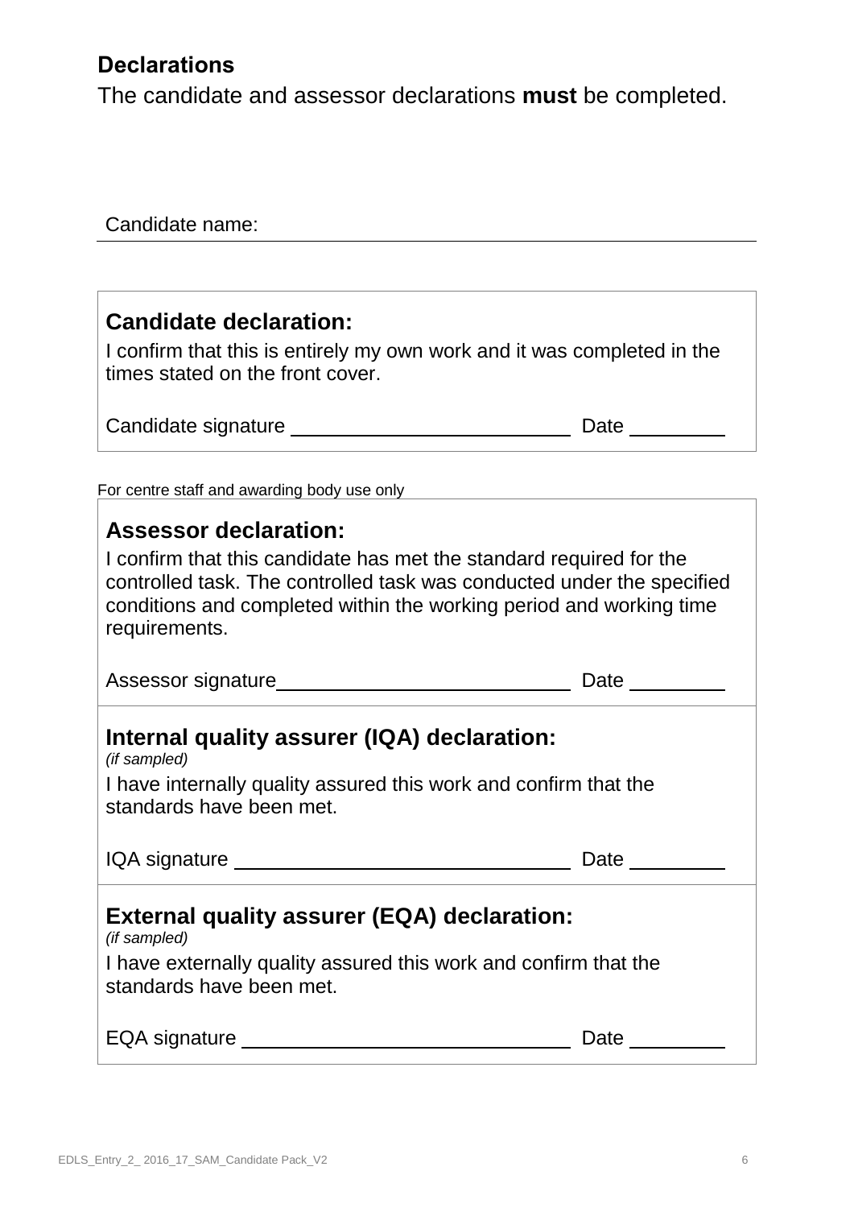## Declarations

The candidate and assessor declarations **must** be completed.

Candidate name: \_\_\_\_\_\_\_\_\_\_\_\_\_\_\_\_\_\_\_\_\_\_\_\_\_\_\_\_\_\_\_\_\_\_\_\_\_\_\_\_

**Candidate declaration:**

I confirm that this is entirely my own work and it was completed in the times stated on the front cover.

Candidate signature \_\_\_\_\_\_\_\_\_\_\_\_\_\_\_\_\_\_\_\_\_\_\_\_\_\_ Date \_\_\_\_\_\_\_\_\_

For centre staff and awarding body use only

**Assessor declaration:**

I confirm that this candidate has met the standard required for the controlled task. The controlled task was conducted under the specified conditions and completed within the working period and working time requirements.

Assessor signature \_\_\_\_\_\_\_\_\_\_\_\_\_\_\_\_\_\_\_\_\_\_\_\_\_\_ Date \_\_\_\_\_\_\_\_\_

**Internal quality assurer (IQA) declaration:**
*(if sampled)*

I have internally quality assured this work and confirm that the standards have been met.

IQA signature \_\_\_\_\_\_\_\_\_\_\_\_\_\_\_\_\_\_\_\_\_\_\_\_\_\_\_\_\_\_ Date \_\_\_\_\_\_\_\_\_

**External quality assurer (EQA) declaration:**
*(if sampled)*

I have externally quality assured this work and confirm that the standards have been met.

EQA signature \_\_\_\_\_\_\_\_\_\_\_\_\_\_\_\_\_\_\_\_\_\_\_\_\_\_\_\_\_\_ Date \_\_\_\_\_\_\_\_\_